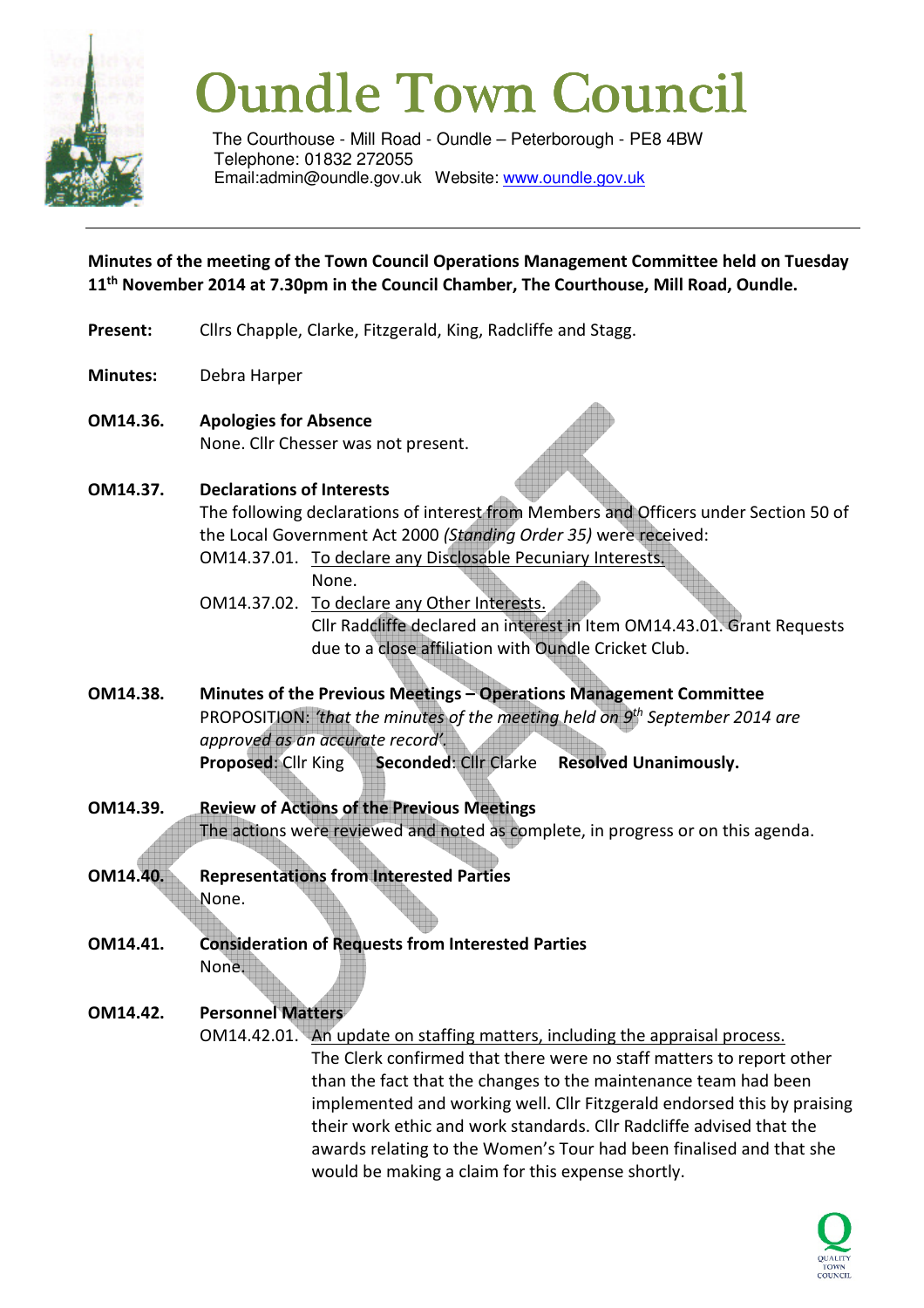# Oundle Town Council

The Courthouse - Mill Road - Oundle – Peterborough - PE8 4BW
Telephone: 01832 272055
Email:admin@oundle.gov.uk Website: www.oundle.gov.uk

**Minutes of the meeting of the Town Council Operations Management Committee held on Tuesday 11th November 2014 at 7.30pm in the Council Chamber, The Courthouse, Mill Road, Oundle.**

**Present:** Cllrs Chapple, Clarke, Fitzgerald, King, Radcliffe and Stagg.

**Minutes:** Debra Harper

**OM14.36. Apologies for Absence**
None. Cllr Chesser was not present.

**OM14.37. Declarations of Interests**
The following declarations of interest from Members and Officers under Section 50 of the Local Government Act 2000 *(Standing Order 35)* were received:

OM14.37.01. To declare any Disclosable Pecuniary Interests.
None.

OM14.37.02. To declare any Other Interests.
Cllr Radcliffe declared an interest in Item OM14.43.01. Grant Requests due to a close affiliation with Oundle Cricket Club.

**OM14.38. Minutes of the Previous Meetings – Operations Management Committee**
PROPOSITION: *'that the minutes of the meeting held on 9th September 2014 are approved as an accurate record'.*
**Proposed**: Cllr King **Seconded**: Cllr Clarke **Resolved Unanimously.**

**OM14.39. Review of Actions of the Previous Meetings**
The actions were reviewed and noted as complete, in progress or on this agenda.

**OM14.40. Representations from Interested Parties**
None.

**OM14.41. Consideration of Requests from Interested Parties**
None.

**OM14.42. Personnel Matters**
OM14.42.01. An update on staffing matters, including the appraisal process.
The Clerk confirmed that there were no staff matters to report other than the fact that the changes to the maintenance team had been implemented and working well. Cllr Fitzgerald endorsed this by praising their work ethic and work standards. Cllr Radcliffe advised that the awards relating to the Women's Tour had been finalised and that she would be making a claim for this expense shortly.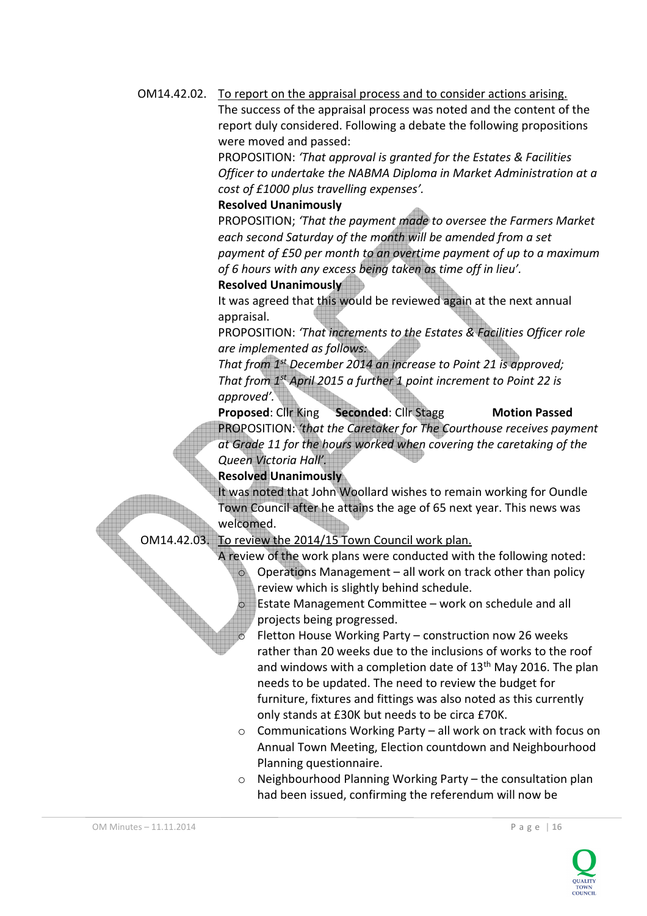OM14.42.02. <u>To report on the appraisal process and to consider actions arising.</u>

The success of the appraisal process was noted and the content of the report duly considered. Following a debate the following propositions were moved and passed:

PROPOSITION: *'That approval is granted for the Estates & Facilities Officer to undertake the NABMA Diploma in Market Administration at a cost of £1000 plus travelling expenses'.*

**Resolved Unanimously**

PROPOSITION; *'That the payment made to oversee the Farmers Market each second Saturday of the month will be amended from a set payment of £50 per month to an overtime payment of up to a maximum of 6 hours with any excess being taken as time off in lieu'.*

**Resolved Unanimously**

It was agreed that this would be reviewed again at the next annual appraisal.

PROPOSITION: *'That increments to the Estates & Facilities Officer role are implemented as follows:*
*That from 1st December 2014 an increase to Point 21 is approved;*
*That from 1st April 2015 a further 1 point increment to Point 22 is approved'.*

**Proposed**: Cllr King **Seconded**: Cllr Stagg **Motion Passed**

PROPOSITION: *'that the Caretaker for The Courthouse receives payment at Grade 11 for the hours worked when covering the caretaking of the Queen Victoria Hall'.*

**Resolved Unanimously**

It was noted that John Woollard wishes to remain working for Oundle Town Council after he attains the age of 65 next year. This news was welcomed.

OM14.42.03. <u>To review the 2014/15 Town Council work plan.</u>

A review of the work plans were conducted with the following noted:

- Operations Management – all work on track other than policy review which is slightly behind schedule.
- Estate Management Committee – work on schedule and all projects being progressed.
- Fletton House Working Party – construction now 26 weeks rather than 20 weeks due to the inclusions of works to the roof and windows with a completion date of 13th May 2016. The plan needs to be updated. The need to review the budget for furniture, fixtures and fittings was also noted as this currently only stands at £30K but needs to be circa £70K.
- Communications Working Party – all work on track with focus on Annual Town Meeting, Election countdown and Neighbourhood Planning questionnaire.
- Neighbourhood Planning Working Party – the consultation plan had been issued, confirming the referendum will now be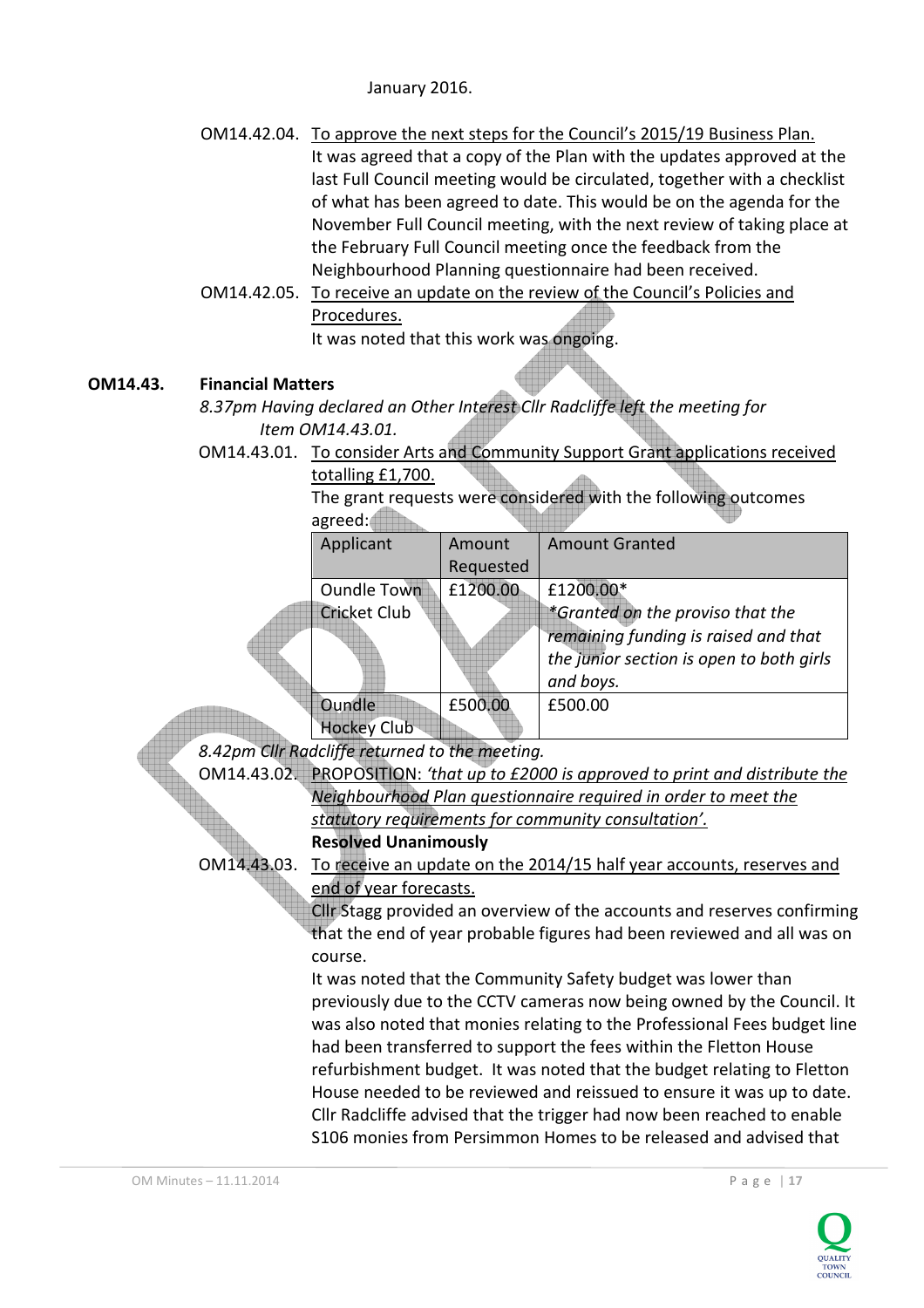January 2016.

OM14.42.04. <u>To approve the next steps for the Council's 2015/19 Business Plan.</u>
It was agreed that a copy of the Plan with the updates approved at the last Full Council meeting would be circulated, together with a checklist of what has been agreed to date. This would be on the agenda for the November Full Council meeting, with the next review of taking place at the February Full Council meeting once the feedback from the Neighbourhood Planning questionnaire had been received.

OM14.42.05. <u>To receive an update on the review of the Council's Policies and Procedures.</u>
It was noted that this work was ongoing.

**OM14.43. Financial Matters**

*8.37pm Having declared an Other Interest Cllr Radcliffe left the meeting for Item OM14.43.01.*

OM14.43.01. <u>To consider Arts and Community Support Grant applications received totalling £1,700.</u>
The grant requests were considered with the following outcomes agreed:

| Applicant | Amount Requested | Amount Granted |
|---|---|---|
| Oundle Town Cricket Club | £1200.00 | £1200.00* *\*Granted on the proviso that the remaining funding is raised and that the junior section is open to both girls and boys.* |
| Oundle Hockey Club | £500.00 | £500.00 |

*8.42pm Cllr Radcliffe returned to the meeting.*

OM14.43.02. PROPOSITION: <u>*'that up to £2000 is approved to print and distribute the Neighbourhood Plan questionnaire required in order to meet the statutory requirements for community consultation'.*</u>
**Resolved Unanimously**

OM14.43.03. <u>To receive an update on the 2014/15 half year accounts, reserves and end of year forecasts.</u>
Cllr Stagg provided an overview of the accounts and reserves confirming that the end of year probable figures had been reviewed and all was on course.
It was noted that the Community Safety budget was lower than previously due to the CCTV cameras now being owned by the Council. It was also noted that monies relating to the Professional Fees budget line had been transferred to support the fees within the Fletton House refurbishment budget. It was noted that the budget relating to Fletton House needed to be reviewed and reissued to ensure it was up to date. Cllr Radcliffe advised that the trigger had now been reached to enable S106 monies from Persimmon Homes to be released and advised that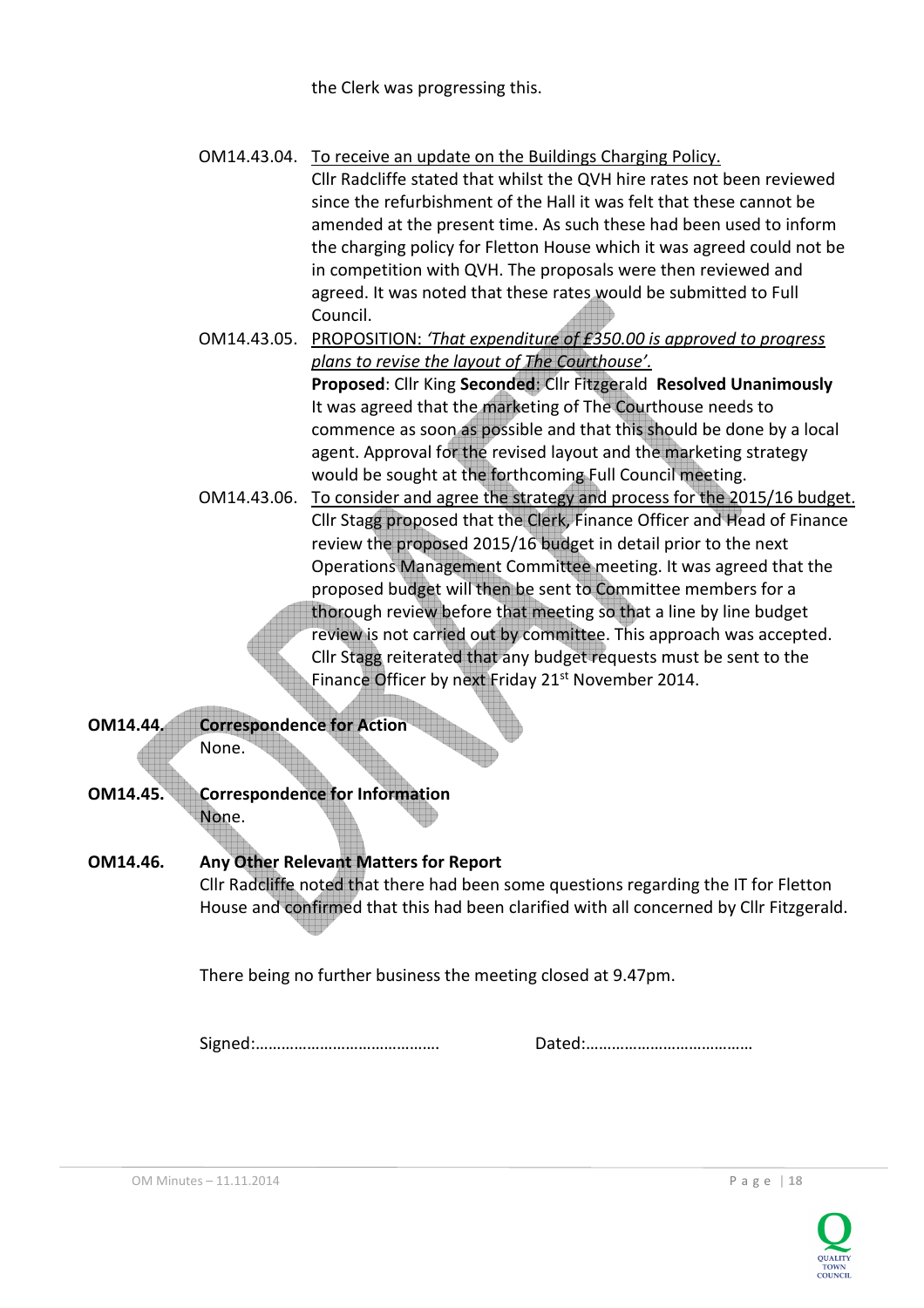the Clerk was progressing this.

OM14.43.04. To consider and receive an update on the Buildings Charging Policy.

Cllr Radcliffe stated that whilst the QVH hire rates not been reviewed since the refurbishment of the Hall it was felt that these cannot be amended at the present time. As such these had been used to inform the charging policy for Fletton House which it was agreed could not be in competition with QVH. The proposals were then reviewed and agreed. It was noted that these rates would be submitted to Full Council.

OM14.43.05. PROPOSITION: *'That expenditure of £350.00 is approved to progress plans to revise the layout of The Courthouse'.*

**Proposed**: Cllr King **Seconded**: Cllr Fitzgerald **Resolved Unanimously**

It was agreed that the marketing of The Courthouse needs to commence as soon as possible and that this should be done by a local agent. Approval for the revised layout and the marketing strategy would be sought at the forthcoming Full Council meeting.

OM14.43.06. To consider and agree the strategy and process for the 2015/16 budget.

Cllr Stagg proposed that the Clerk, Finance Officer and Head of Finance review the proposed 2015/16 budget in detail prior to the next Operations Management Committee meeting. It was agreed that the proposed budget will then be sent to Committee members for a thorough review before that meeting so that a line by line budget review is not carried out by committee. This approach was accepted. Cllr Stagg reiterated that any budget requests must be sent to the Finance Officer by next Friday 21st November 2014.

**OM14.44. Correspondence for Action**

None.

**OM14.45. Correspondence for Information**

None.

**OM14.46. Any Other Relevant Matters for Report**

Cllr Radcliffe noted that there had been some questions regarding the IT for Fletton House and confirmed that this had been clarified with all concerned by Cllr Fitzgerald.

There being no further business the meeting closed at 9.47pm.

Signed:…………………………………… Dated:……………………………….